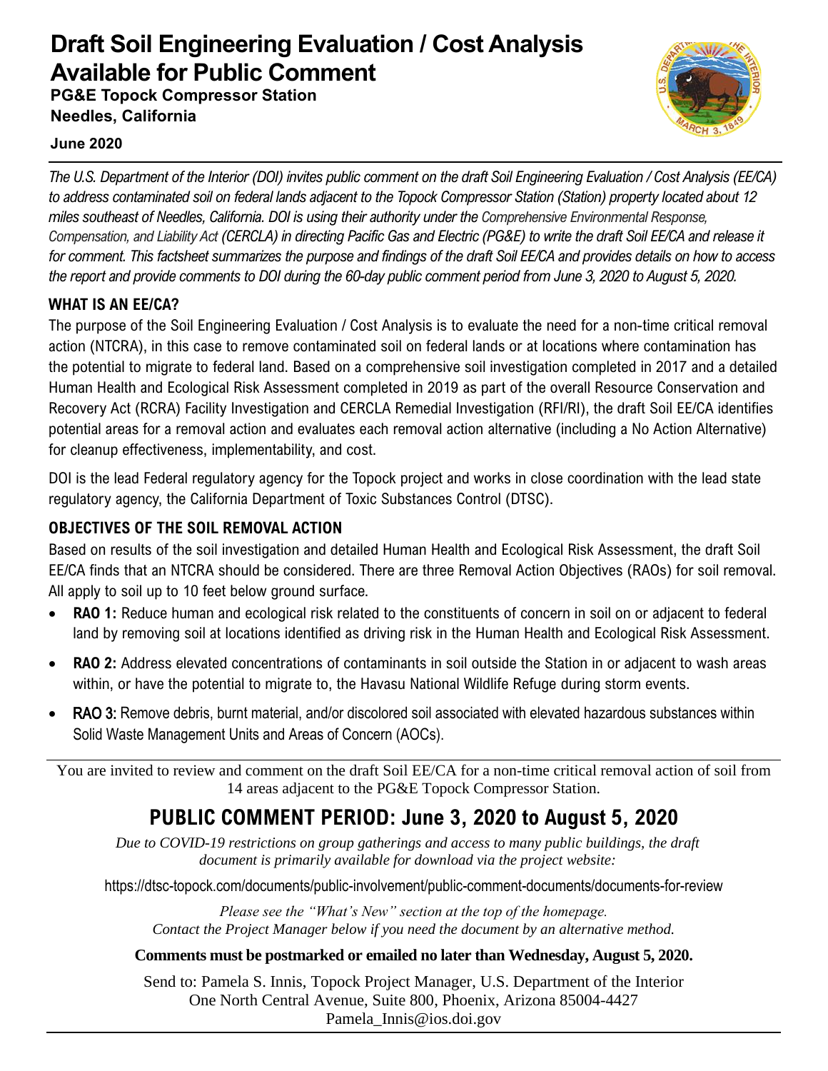# Draft Soil Engineering Evaluation / Cost Analysis Available for Public Comment

**PG&E Topock Compressor Station**
**Needles, California**

**June 2020**

*The U.S. Department of the Interior (DOI) invites public comment on the draft Soil Engineering Evaluation / Cost Analysis (EE/CA) to address contaminated soil on federal lands adjacent to the Topock Compressor Station (Station) property located about 12 miles southeast of Needles, California. DOI is using their authority under the Comprehensive Environmental Response, Compensation, and Liability Act (CERCLA) in directing Pacific Gas and Electric (PG&E) to write the draft Soil EE/CA and release it for comment. This factsheet summarizes the purpose and findings of the draft Soil EE/CA and provides details on how to access the report and provide comments to DOI during the 60-day public comment period from June 3, 2020 to August 5, 2020.*

## WHAT IS AN EE/CA?

The purpose of the Soil Engineering Evaluation / Cost Analysis is to evaluate the need for a non-time critical removal action (NTCRA), in this case to remove contaminated soil on federal lands or at locations where contamination has the potential to migrate to federal land. Based on a comprehensive soil investigation completed in 2017 and a detailed Human Health and Ecological Risk Assessment completed in 2019 as part of the overall Resource Conservation and Recovery Act (RCRA) Facility Investigation and CERCLA Remedial Investigation (RFI/RI), the draft Soil EE/CA identifies potential areas for a removal action and evaluates each removal action alternative (including a No Action Alternative) for cleanup effectiveness, implementability, and cost.

DOI is the lead Federal regulatory agency for the Topock project and works in close coordination with the lead state regulatory agency, the California Department of Toxic Substances Control (DTSC).

## OBJECTIVES OF THE SOIL REMOVAL ACTION

Based on results of the soil investigation and detailed Human Health and Ecological Risk Assessment, the draft Soil EE/CA finds that an NTCRA should be considered. There are three Removal Action Objectives (RAOs) for soil removal. All apply to soil up to 10 feet below ground surface.

- **RAO 1:** Reduce human and ecological risk related to the constituents of concern in soil on or adjacent to federal land by removing soil at locations identified as driving risk in the Human Health and Ecological Risk Assessment.
- **RAO 2:** Address elevated concentrations of contaminants in soil outside the Station in or adjacent to wash areas within, or have the potential to migrate to, the Havasu National Wildlife Refuge during storm events.
- **RAO 3:** Remove debris, burnt material, and/or discolored soil associated with elevated hazardous substances within Solid Waste Management Units and Areas of Concern (AOCs).

---

You are invited to review and comment on the draft Soil EE/CA for a non-time critical removal action of soil from 14 areas adjacent to the PG&E Topock Compressor Station.

## PUBLIC COMMENT PERIOD: June 3, 2020 to August 5, 2020

*Due to COVID-19 restrictions on group gatherings and access to many public buildings, the draft document is primarily available for download via the project website:*

https://dtsc-topock.com/documents/public-involvement/public-comment-documents/documents-for-review

*Please see the "What's New" section at the top of the homepage.*
*Contact the Project Manager below if you need the document by an alternative method.*

**Comments must be postmarked or emailed no later than Wednesday, August 5, 2020.**

Send to: Pamela S. Innis, Topock Project Manager, U.S. Department of the Interior
One North Central Avenue, Suite 800, Phoenix, Arizona 85004-4427
Pamela_Innis@ios.doi.gov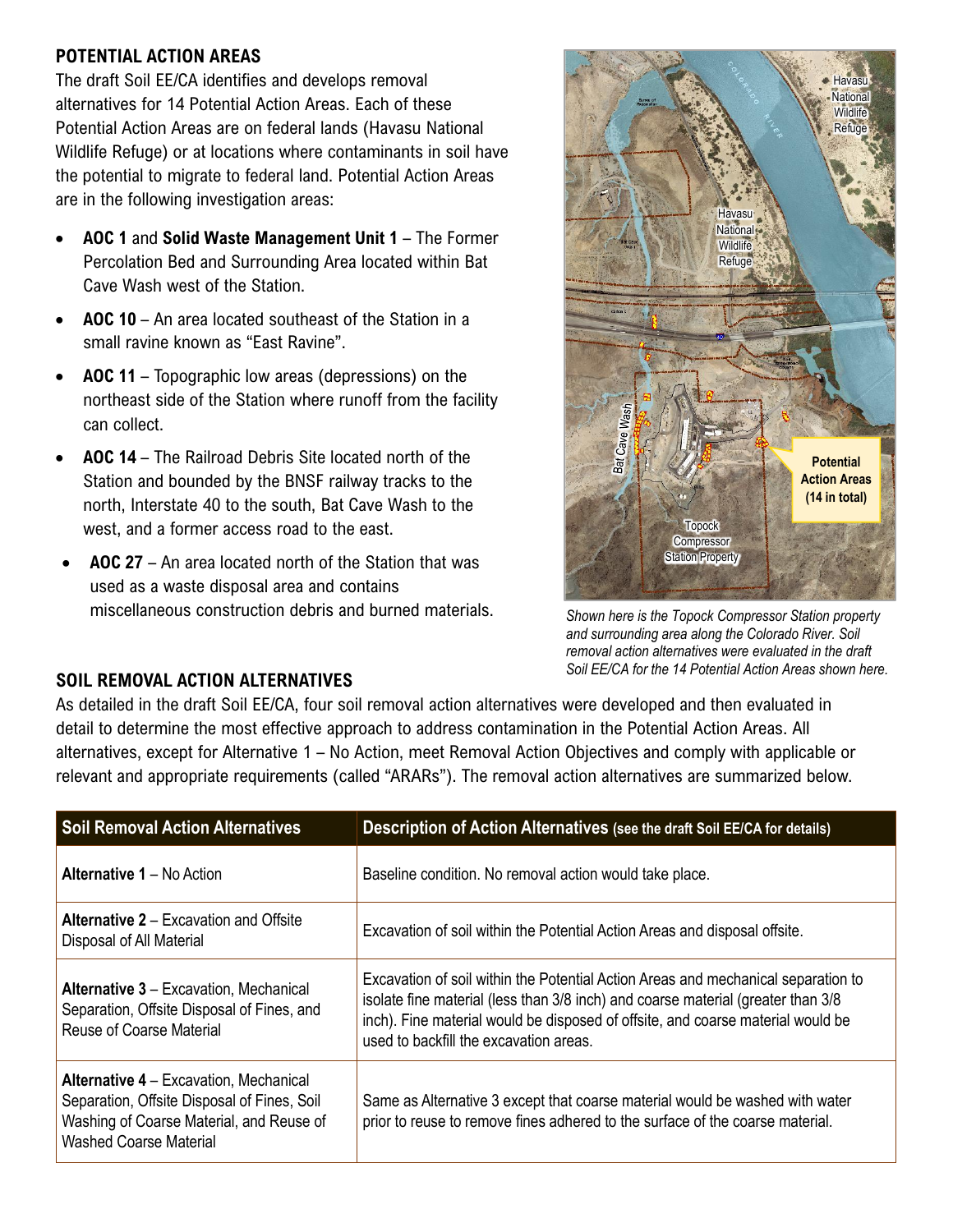## POTENTIAL ACTION AREAS

The draft Soil EE/CA identifies and develops removal alternatives for 14 Potential Action Areas. Each of these Potential Action Areas are on federal lands (Havasu National Wildlife Refuge) or at locations where contaminants in soil have the potential to migrate to federal land. Potential Action Areas are in the following investigation areas:

- **AOC 1** and **Solid Waste Management Unit 1** – The Former Percolation Bed and Surrounding Area located within Bat Cave Wash west of the Station.
- **AOC 10** – An area located southeast of the Station in a small ravine known as "East Ravine".
- **AOC 11** – Topographic low areas (depressions) on the northeast side of the Station where runoff from the facility can collect.
- **AOC 14** – The Railroad Debris Site located north of the Station and bounded by the BNSF railway tracks to the north, Interstate 40 to the south, Bat Cave Wash to the west, and a former access road to the east.
- **AOC 27** – An area located north of the Station that was used as a waste disposal area and contains miscellaneous construction debris and burned materials.

*Shown here is the Topock Compressor Station property and surrounding area along the Colorado River. Soil removal action alternatives were evaluated in the draft Soil EE/CA for the 14 Potential Action Areas shown here.*

## SOIL REMOVAL ACTION ALTERNATIVES

As detailed in the draft Soil EE/CA, four soil removal action alternatives were developed and then evaluated in detail to determine the most effective approach to address contamination in the Potential Action Areas. All alternatives, except for Alternative 1 – No Action, meet Removal Action Objectives and comply with applicable or relevant and appropriate requirements (called "ARARs"). The removal action alternatives are summarized below.

| Soil Removal Action Alternatives | Description of Action Alternatives (see the draft Soil EE/CA for details) |
|---|---|
| **Alternative 1** – No Action | Baseline condition. No removal action would take place. |
| **Alternative 2** – Excavation and Offsite Disposal of All Material | Excavation of soil within the Potential Action Areas and disposal offsite. |
| **Alternative 3** – Excavation, Mechanical Separation, Offsite Disposal of Fines, and Reuse of Coarse Material | Excavation of soil within the Potential Action Areas and mechanical separation to isolate fine material (less than 3/8 inch) and coarse material (greater than 3/8 inch). Fine material would be disposed of offsite, and coarse material would be used to backfill the excavation areas. |
| **Alternative 4** – Excavation, Mechanical Separation, Offsite Disposal of Fines, Soil Washing of Coarse Material, and Reuse of Washed Coarse Material | Same as Alternative 3 except that coarse material would be washed with water prior to reuse to remove fines adhered to the surface of the coarse material. |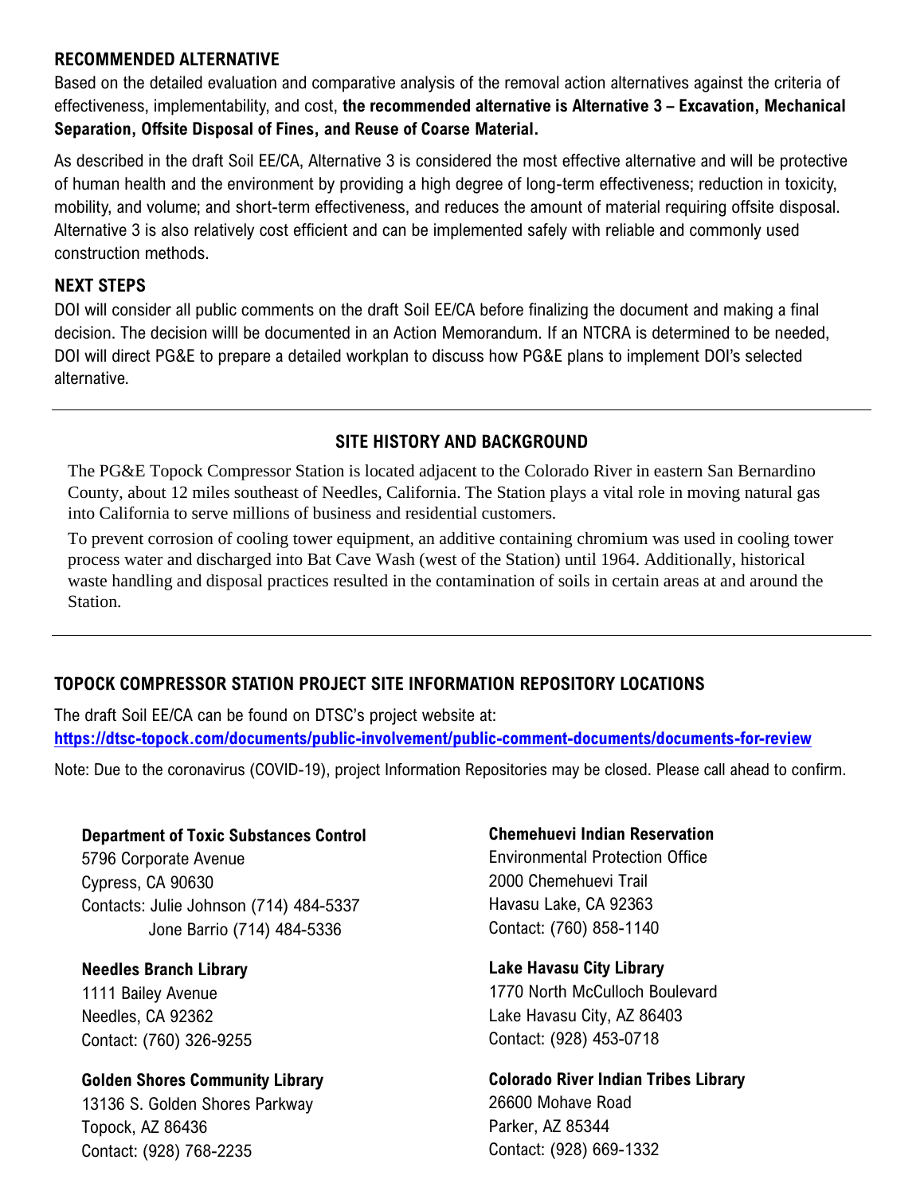## RECOMMENDED ALTERNATIVE

Based on the detailed evaluation and comparative analysis of the removal action alternatives against the criteria of effectiveness, implementability, and cost, **the recommended alternative is Alternative 3 – Excavation, Mechanical Separation, Offsite Disposal of Fines, and Reuse of Coarse Material.**

As described in the draft Soil EE/CA, Alternative 3 is considered the most effective alternative and will be protective of human health and the environment by providing a high degree of long-term effectiveness; reduction in toxicity, mobility, and volume; and short-term effectiveness, and reduces the amount of material requiring offsite disposal. Alternative 3 is also relatively cost efficient and can be implemented safely with reliable and commonly used construction methods.

## NEXT STEPS

DOI will consider all public comments on the draft Soil EE/CA before finalizing the document and making a final decision. The decision willl be documented in an Action Memorandum. If an NTCRA is determined to be needed, DOI will direct PG&E to prepare a detailed workplan to discuss how PG&E plans to implement DOI's selected alternative.

---

## SITE HISTORY AND BACKGROUND

The PG&E Topock Compressor Station is located adjacent to the Colorado River in eastern San Bernardino County, about 12 miles southeast of Needles, California. The Station plays a vital role in moving natural gas into California to serve millions of business and residential customers.

To prevent corrosion of cooling tower equipment, an additive containing chromium was used in cooling tower process water and discharged into Bat Cave Wash (west of the Station) until 1964. Additionally, historical waste handling and disposal practices resulted in the contamination of soils in certain areas at and around the Station.

---

## TOPOCK COMPRESSOR STATION PROJECT SITE INFORMATION REPOSITORY LOCATIONS

The draft Soil EE/CA can be found on DTSC's project website at:
**https://dtsc-topock.com/documents/public-involvement/public-comment-documents/documents-for-review**

Note: Due to the coronavirus (COVID-19), project Information Repositories may be closed. Please call ahead to confirm.

**Department of Toxic Substances Control**
5796 Corporate Avenue
Cypress, CA 90630
Contacts: Julie Johnson (714) 484-5337
Jone Barrio (714) 484-5336

**Needles Branch Library**
1111 Bailey Avenue
Needles, CA 92362
Contact: (760) 326-9255

**Golden Shores Community Library**
13136 S. Golden Shores Parkway
Topock, AZ 86436
Contact: (928) 768-2235

**Chemehuevi Indian Reservation**
Environmental Protection Office
2000 Chemehuevi Trail
Havasu Lake, CA 92363
Contact: (760) 858-1140

**Lake Havasu City Library**
1770 North McCulloch Boulevard
Lake Havasu City, AZ 86403
Contact: (928) 453-0718

**Colorado River Indian Tribes Library**
26600 Mohave Road
Parker, AZ 85344
Contact: (928) 669-1332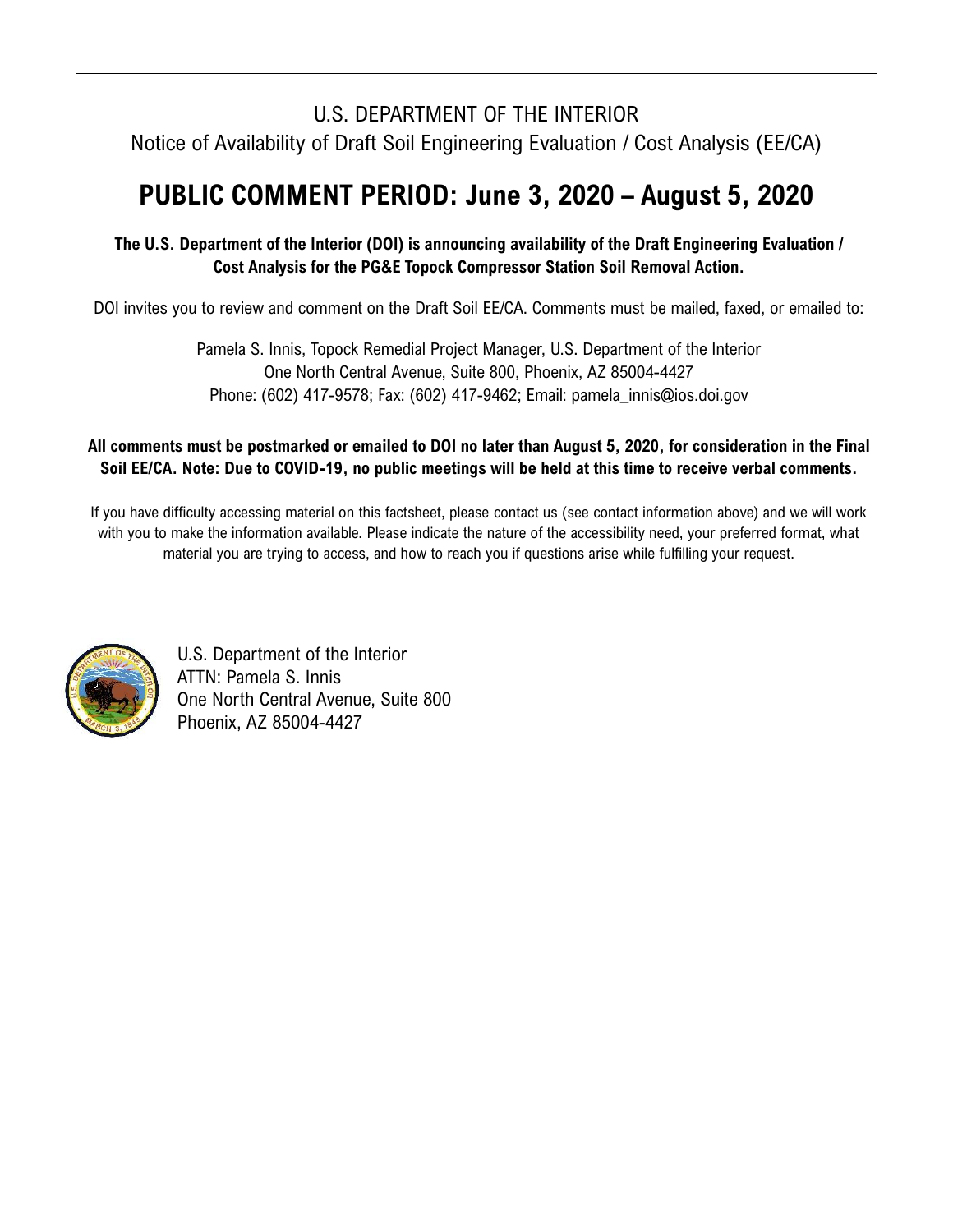U.S. DEPARTMENT OF THE INTERIOR
Notice of Availability of Draft Soil Engineering Evaluation / Cost Analysis (EE/CA)

# PUBLIC COMMENT PERIOD: June 3, 2020 – August 5, 2020

**The U.S. Department of the Interior (DOI) is announcing availability of the Draft Engineering Evaluation / Cost Analysis for the PG&E Topock Compressor Station Soil Removal Action.**

DOI invites you to review and comment on the Draft Soil EE/CA. Comments must be mailed, faxed, or emailed to:

Pamela S. Innis, Topock Remedial Project Manager, U.S. Department of the Interior
One North Central Avenue, Suite 800, Phoenix, AZ 85004-4427
Phone: (602) 417-9578; Fax: (602) 417-9462; Email: pamela_innis@ios.doi.gov

**All comments must be postmarked or emailed to DOI no later than August 5, 2020, for consideration in the Final Soil EE/CA. Note: Due to COVID-19, no public meetings will be held at this time to receive verbal comments.**

If you have difficulty accessing material on this factsheet, please contact us (see contact information above) and we will work with you to make the information available. Please indicate the nature of the accessibility need, your preferred format, what material you are trying to access, and how to reach you if questions arise while fulfilling your request.

---

U.S. Department of the Interior
ATTN: Pamela S. Innis
One North Central Avenue, Suite 800
Phoenix, AZ 85004-4427